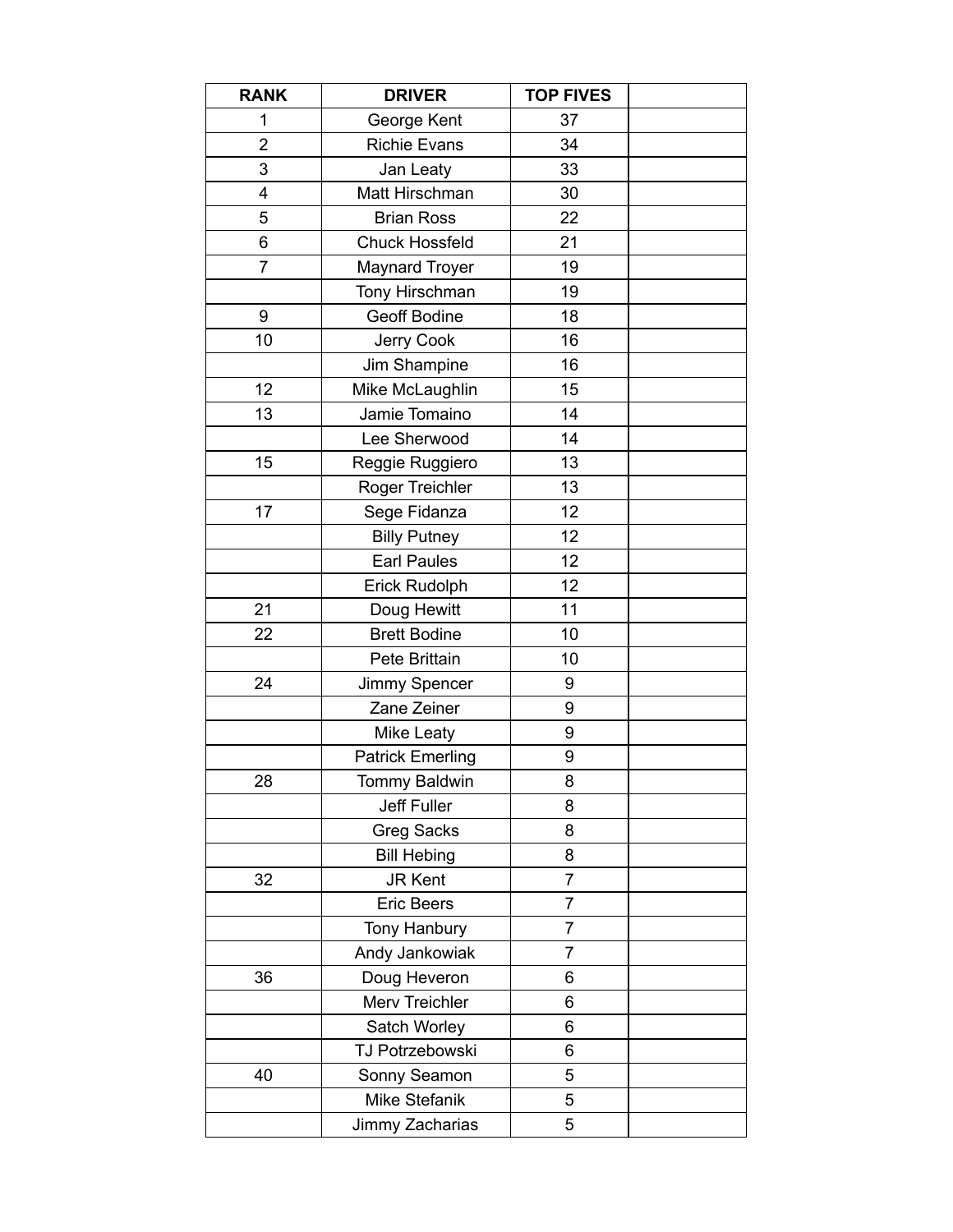| RANK | DRIVER | TOP FIVES | |
|---|---|---|---|
| 1 | George Kent | 37 | |
| 2 | Richie Evans | 34 | |
| 3 | Jan Leaty | 33 | |
| 4 | Matt Hirschman | 30 | |
| 5 | Brian Ross | 22 | |
| 6 | Chuck Hossfeld | 21 | |
| 7 | Maynard Troyer | 19 | |
| | Tony Hirschman | 19 | |
| 9 | Geoff Bodine | 18 | |
| 10 | Jerry Cook | 16 | |
| | Jim Shampine | 16 | |
| 12 | Mike McLaughlin | 15 | |
| 13 | Jamie Tomaino | 14 | |
| | Lee Sherwood | 14 | |
| 15 | Reggie Ruggiero | 13 | |
| | Roger Treichler | 13 | |
| 17 | Sege Fidanza | 12 | |
| | Billy Putney | 12 | |
| | Earl Paules | 12 | |
| | Erick Rudolph | 12 | |
| 21 | Doug Hewitt | 11 | |
| 22 | Brett Bodine | 10 | |
| | Pete Brittain | 10 | |
| 24 | Jimmy Spencer | 9 | |
| | Zane Zeiner | 9 | |
| | Mike Leaty | 9 | |
| | Patrick Emerling | 9 | |
| 28 | Tommy Baldwin | 8 | |
| | Jeff Fuller | 8 | |
| | Greg Sacks | 8 | |
| | Bill Hebing | 8 | |
| 32 | JR Kent | 7 | |
| | Eric Beers | 7 | |
| | Tony Hanbury | 7 | |
| | Andy Jankowiak | 7 | |
| 36 | Doug Heveron | 6 | |
| | Merv Treichler | 6 | |
| | Satch Worley | 6 | |
| | TJ Potrzebowski | 6 | |
| 40 | Sonny Seamon | 5 | |
| | Mike Stefanik | 5 | |
| | Jimmy Zacharias | 5 | |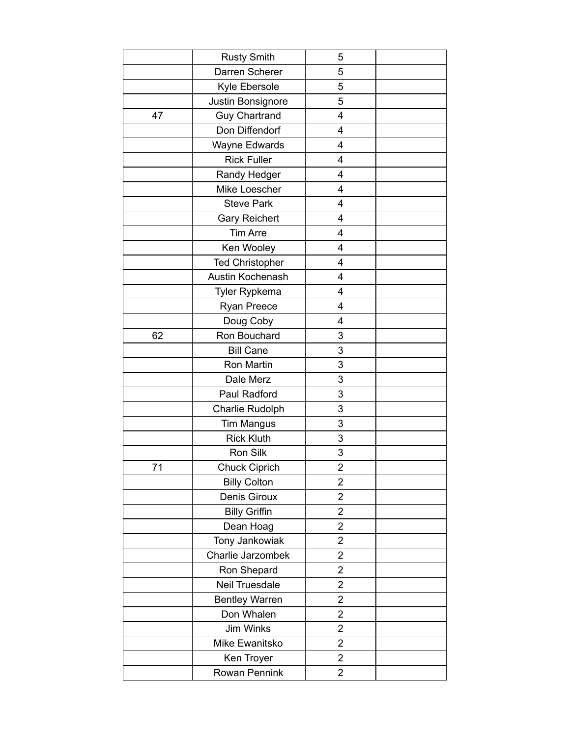| | | | |
|---|---|---|---|
| | Rusty Smith | 5 | |
| | Darren Scherer | 5 | |
| | Kyle Ebersole | 5 | |
| | Justin Bonsignore | 5 | |
| 47 | Guy Chartrand | 4 | |
| | Don Diffendorf | 4 | |
| | Wayne Edwards | 4 | |
| | Rick Fuller | 4 | |
| | Randy Hedger | 4 | |
| | Mike Loescher | 4 | |
| | Steve Park | 4 | |
| | Gary Reichert | 4 | |
| | Tim Arre | 4 | |
| | Ken Wooley | 4 | |
| | Ted Christopher | 4 | |
| | Austin Kochenash | 4 | |
| | Tyler Rypkema | 4 | |
| | Ryan Preece | 4 | |
| | Doug Coby | 4 | |
| 62 | Ron Bouchard | 3 | |
| | Bill Cane | 3 | |
| | Ron Martin | 3 | |
| | Dale Merz | 3 | |
| | Paul Radford | 3 | |
| | Charlie Rudolph | 3 | |
| | Tim Mangus | 3 | |
| | Rick Kluth | 3 | |
| | Ron Silk | 3 | |
| 71 | Chuck Ciprich | 2 | |
| | Billy Colton | 2 | |
| | Denis Giroux | 2 | |
| | Billy Griffin | 2 | |
| | Dean Hoag | 2 | |
| | Tony Jankowiak | 2 | |
| | Charlie Jarzombek | 2 | |
| | Ron Shepard | 2 | |
| | Neil Truesdale | 2 | |
| | Bentley Warren | 2 | |
| | Don Whalen | 2 | |
| | Jim Winks | 2 | |
| | Mike Ewanitsko | 2 | |
| | Ken Troyer | 2 | |
| | Rowan Pennink | 2 | |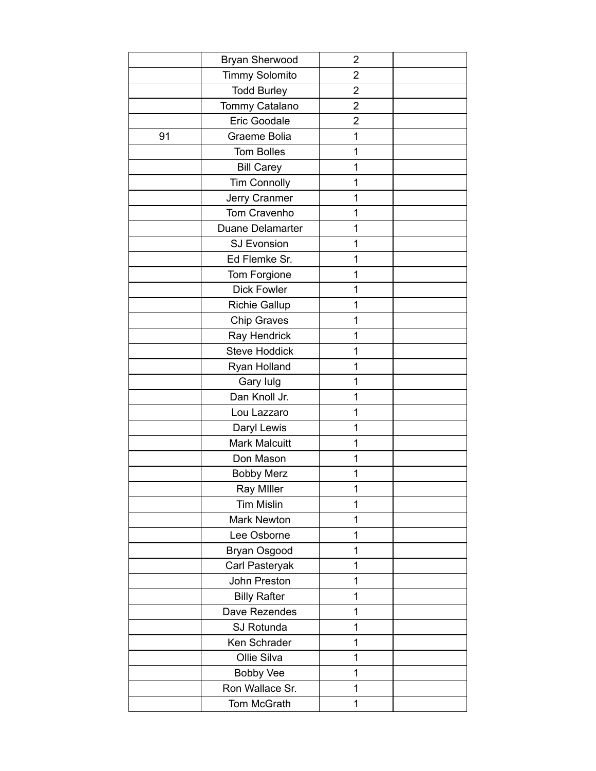| | | | |
|---|---|---|---|
| | Bryan Sherwood | 2 | |
| | Timmy Solomito | 2 | |
| | Todd Burley | 2 | |
| | Tommy Catalano | 2 | |
| | Eric Goodale | 2 | |
| 91 | Graeme Bolia | 1 | |
| | Tom Bolles | 1 | |
| | Bill Carey | 1 | |
| | Tim Connolly | 1 | |
| | Jerry Cranmer | 1 | |
| | Tom Cravenho | 1 | |
| | Duane Delamarter | 1 | |
| | SJ Evonsion | 1 | |
| | Ed Flemke Sr. | 1 | |
| | Tom Forgione | 1 | |
| | Dick Fowler | 1 | |
| | Richie Gallup | 1 | |
| | Chip Graves | 1 | |
| | Ray Hendrick | 1 | |
| | Steve Hoddick | 1 | |
| | Ryan Holland | 1 | |
| | Gary Iulg | 1 | |
| | Dan Knoll Jr. | 1 | |
| | Lou Lazzaro | 1 | |
| | Daryl Lewis | 1 | |
| | Mark Malcuitt | 1 | |
| | Don Mason | 1 | |
| | Bobby Merz | 1 | |
| | Ray MIller | 1 | |
| | Tim Mislin | 1 | |
| | Mark Newton | 1 | |
| | Lee Osborne | 1 | |
| | Bryan Osgood | 1 | |
| | Carl Pasteryak | 1 | |
| | John Preston | 1 | |
| | Billy Rafter | 1 | |
| | Dave Rezendes | 1 | |
| | SJ Rotunda | 1 | |
| | Ken Schrader | 1 | |
| | Ollie Silva | 1 | |
| | Bobby Vee | 1 | |
| | Ron Wallace Sr. | 1 | |
| | Tom McGrath | 1 | |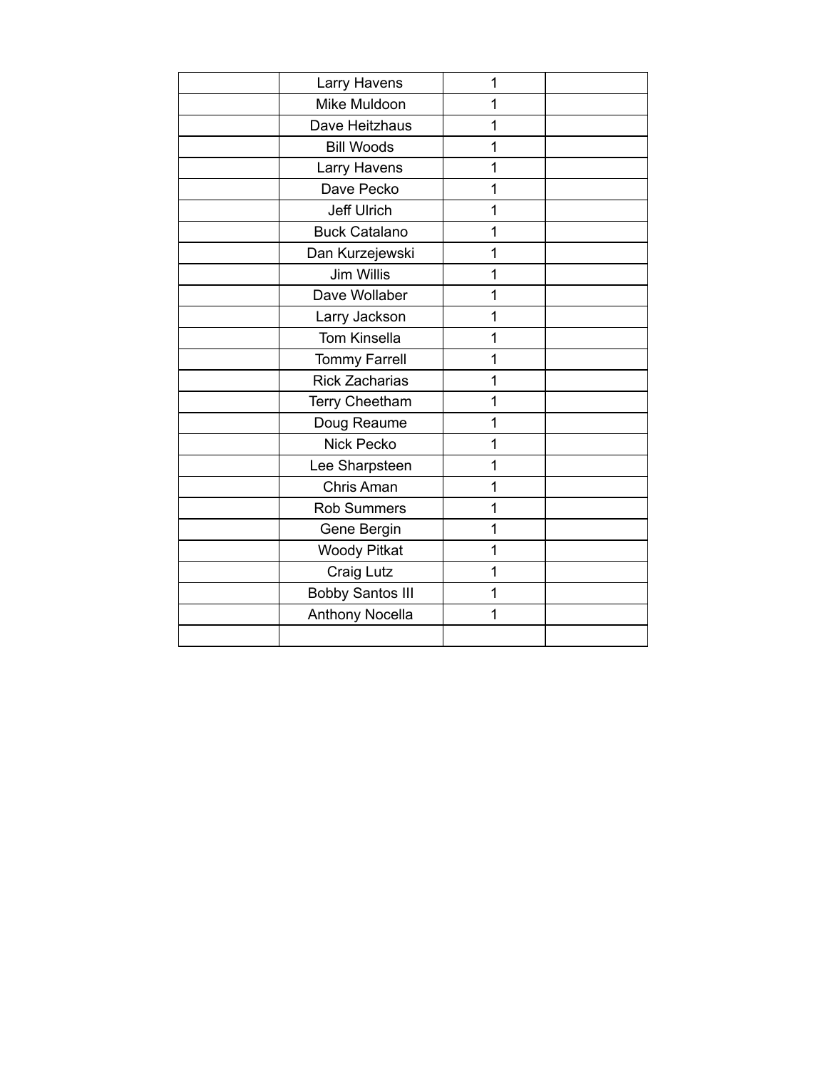| | | | |
|---|---|---|---|
| | Larry Havens | 1 | |
| | Mike Muldoon | 1 | |
| | Dave Heitzhaus | 1 | |
| | Bill Woods | 1 | |
| | Larry Havens | 1 | |
| | Dave Pecko | 1 | |
| | Jeff Ulrich | 1 | |
| | Buck Catalano | 1 | |
| | Dan Kurzejewski | 1 | |
| | Jim Willis | 1 | |
| | Dave Wollaber | 1 | |
| | Larry Jackson | 1 | |
| | Tom Kinsella | 1 | |
| | Tommy Farrell | 1 | |
| | Rick Zacharias | 1 | |
| | Terry Cheetham | 1 | |
| | Doug Reaume | 1 | |
| | Nick Pecko | 1 | |
| | Lee Sharpsteen | 1 | |
| | Chris Aman | 1 | |
| | Rob Summers | 1 | |
| | Gene Bergin | 1 | |
| | Woody Pitkat | 1 | |
| | Craig Lutz | 1 | |
| | Bobby Santos III | 1 | |
| | Anthony Nocella | 1 | |
| | | | |